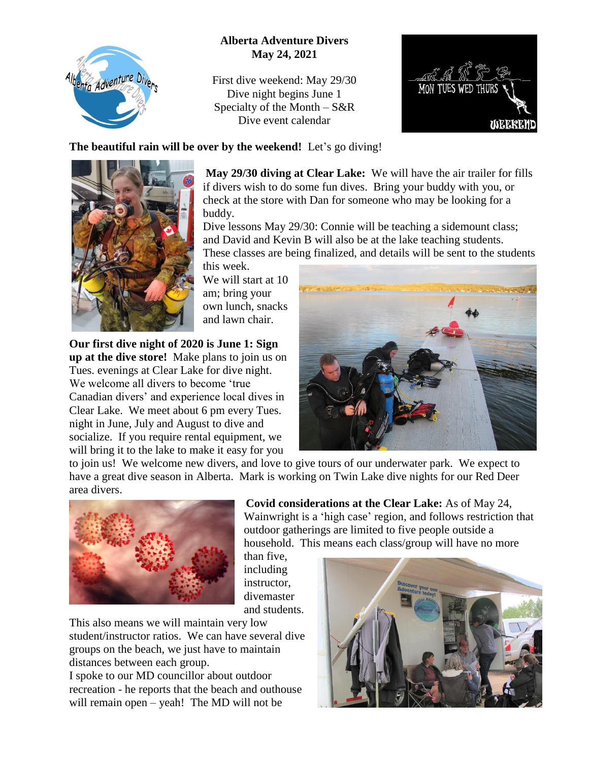**Alberta Adventure Divers**
**May 24, 2021**

First dive weekend: May 29/30
Dive night begins June 1
Specialty of the Month – S&R
Dive event calendar

**The beautiful rain will be over by the weekend!** Let's go diving!

**May 29/30 diving at Clear Lake:** We will have the air trailer for fills if divers wish to do some fun dives. Bring your buddy with you, or check at the store with Dan for someone who may be looking for a buddy.
Dive lessons May 29/30: Connie will be teaching a sidemount class; and David and Kevin B will also be at the lake teaching students. These classes are being finalized, and details will be sent to the students this week.
We will start at 10 am; bring your own lunch, snacks and lawn chair.

**Our first dive night of 2020 is June 1: Sign up at the dive store!** Make plans to join us on Tues. evenings at Clear Lake for dive night. We welcome all divers to become 'true Canadian divers' and experience local dives in Clear Lake. We meet about 6 pm every Tues. night in June, July and August to dive and socialize. If you require rental equipment, we will bring it to the lake to make it easy for you to join us! We welcome new divers, and love to give tours of our underwater park. We expect to have a great dive season in Alberta. Mark is working on Twin Lake dive nights for our Red Deer area divers.

**Covid considerations at the Clear Lake:** As of May 24, Wainwright is a 'high case' region, and follows restriction that outdoor gatherings are limited to five people outside a household. This means each class/group will have no more than five, including instructor, divemaster and students.
This also means we will maintain very low student/instructor ratios. We can have several dive groups on the beach, we just have to maintain distances between each group.
I spoke to our MD councillor about outdoor recreation - he reports that the beach and outhouse will remain open – yeah! The MD will not be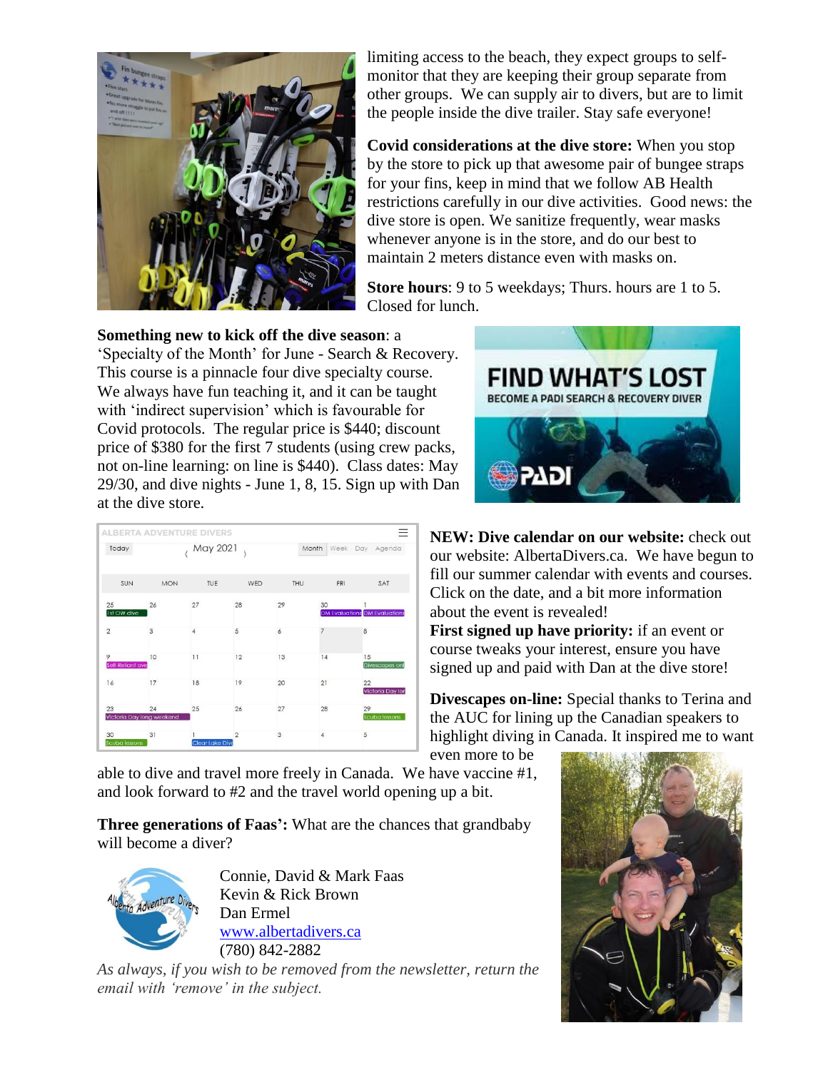limiting access to the beach, they expect groups to self-monitor that they are keeping their group separate from other groups. We can supply air to divers, but are to limit the people inside the dive trailer. Stay safe everyone!

**Covid considerations at the dive store:** When you stop by the store to pick up that awesome pair of bungee straps for your fins, keep in mind that we follow AB Health restrictions carefully in our dive activities. Good news: the dive store is open. We sanitize frequently, wear masks whenever anyone is in the store, and do our best to maintain 2 meters distance even with masks on.

**Store hours**: 9 to 5 weekdays; Thurs. hours are 1 to 5. Closed for lunch.

**Something new to kick off the dive season**: a 'Specialty of the Month' for June - Search & Recovery. This course is a pinnacle four dive specialty course. We always have fun teaching it, and it can be taught with 'indirect supervision' which is favourable for Covid protocols. The regular price is $440; discount price of $380 for the first 7 students (using crew packs, not on-line learning: on line is $440). Class dates: May 29/30, and dive nights - June 1, 8, 15. Sign up with Dan at the dive store.

**NEW: Dive calendar on our website:** check out our website: AlbertaDivers.ca. We have begun to fill our summer calendar with events and courses. Click on the date, and a bit more information about the event is revealed!

**First signed up have priority:** if an event or course tweaks your interest, ensure you have signed up and paid with Dan at the dive store!

**Divescapes on-line:** Special thanks to Terina and the AUC for lining up the Canadian speakers to highlight diving in Canada. It inspired me to want even more to be able to dive and travel more freely in Canada. We have vaccine #1, and look forward to #2 and the travel world opening up a bit.

**Three generations of Faas':** What are the chances that grandbaby will become a diver?

Connie, David & Mark Faas
Kevin & Rick Brown
Dan Ermel
www.albertadivers.ca
(780) 842-2882

*As always, if you wish to be removed from the newsletter, return the email with 'remove' in the subject.*